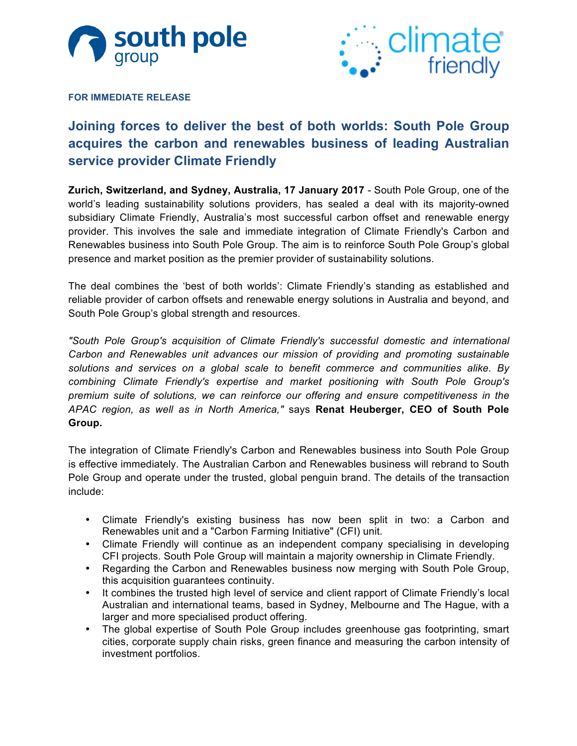**FOR IMMEDIATE RELEASE**

# Joining forces to deliver the best of both worlds: South Pole Group acquires the carbon and renewables business of leading Australian service provider Climate Friendly

**Zurich, Switzerland, and Sydney, Australia, 17 January 2017** - South Pole Group, one of the world's leading sustainability solutions providers, has sealed a deal with its majority-owned subsidiary Climate Friendly, Australia's most successful carbon offset and renewable energy provider. This involves the sale and immediate integration of Climate Friendly's Carbon and Renewables business into South Pole Group. The aim is to reinforce South Pole Group's global presence and market position as the premier provider of sustainability solutions.

The deal combines the 'best of both worlds': Climate Friendly's standing as established and reliable provider of carbon offsets and renewable energy solutions in Australia and beyond, and South Pole Group's global strength and resources.

*"South Pole Group's acquisition of Climate Friendly's successful domestic and international Carbon and Renewables unit advances our mission of providing and promoting sustainable solutions and services on a global scale to benefit commerce and communities alike. By combining Climate Friendly's expertise and market positioning with South Pole Group's premium suite of solutions, we can reinforce our offering and ensure competitiveness in the APAC region, as well as in North America,"* says **Renat Heuberger, CEO of South Pole Group.**

The integration of Climate Friendly's Carbon and Renewables business into South Pole Group is effective immediately. The Australian Carbon and Renewables business will rebrand to South Pole Group and operate under the trusted, global penguin brand. The details of the transaction include:

- Climate Friendly's existing business has now been split in two: a Carbon and Renewables unit and a "Carbon Farming Initiative" (CFI) unit.
- Climate Friendly will continue as an independent company specialising in developing CFI projects. South Pole Group will maintain a majority ownership in Climate Friendly.
- Regarding the Carbon and Renewables business now merging with South Pole Group, this acquisition guarantees continuity.
- It combines the trusted high level of service and client rapport of Climate Friendly's local Australian and international teams, based in Sydney, Melbourne and The Hague, with a larger and more specialised product offering.
- The global expertise of South Pole Group includes greenhouse gas footprinting, smart cities, corporate supply chain risks, green finance and measuring the carbon intensity of investment portfolios.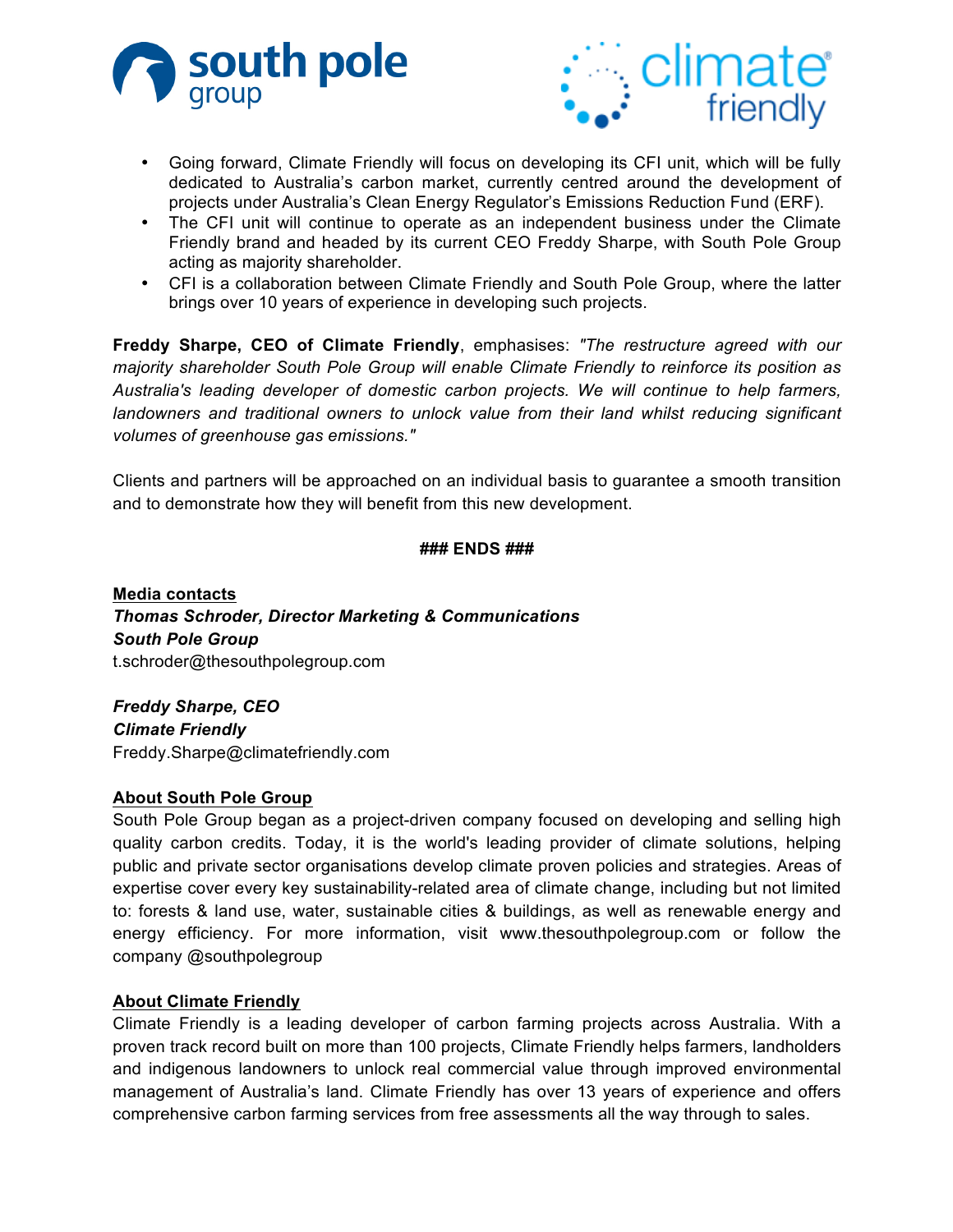- Going forward, Climate Friendly will focus on developing its CFI unit, which will be fully dedicated to Australia's carbon market, currently centred around the development of projects under Australia's Clean Energy Regulator's Emissions Reduction Fund (ERF).
- The CFI unit will continue to operate as an independent business under the Climate Friendly brand and headed by its current CEO Freddy Sharpe, with South Pole Group acting as majority shareholder.
- CFI is a collaboration between Climate Friendly and South Pole Group, where the latter brings over 10 years of experience in developing such projects.

**Freddy Sharpe, CEO of Climate Friendly**, emphasises: *"The restructure agreed with our majority shareholder South Pole Group will enable Climate Friendly to reinforce its position as Australia's leading developer of domestic carbon projects. We will continue to help farmers, landowners and traditional owners to unlock value from their land whilst reducing significant volumes of greenhouse gas emissions."*

Clients and partners will be approached on an individual basis to guarantee a smooth transition and to demonstrate how they will benefit from this new development.

**### ENDS ###**

**Media contacts**

***Thomas Schroder, Director Marketing & Communications***
***South Pole Group***
t.schroder@thesouthpolegroup.com

***Freddy Sharpe, CEO***
***Climate Friendly***
Freddy.Sharpe@climatefriendly.com

**About South Pole Group**

South Pole Group began as a project-driven company focused on developing and selling high quality carbon credits. Today, it is the world's leading provider of climate solutions, helping public and private sector organisations develop climate proven policies and strategies. Areas of expertise cover every key sustainability-related area of climate change, including but not limited to: forests & land use, water, sustainable cities & buildings, as well as renewable energy and energy efficiency. For more information, visit www.thesouthpolegroup.com or follow the company @southpolegroup

**About Climate Friendly**

Climate Friendly is a leading developer of carbon farming projects across Australia. With a proven track record built on more than 100 projects, Climate Friendly helps farmers, landholders and indigenous landowners to unlock real commercial value through improved environmental management of Australia's land. Climate Friendly has over 13 years of experience and offers comprehensive carbon farming services from free assessments all the way through to sales.